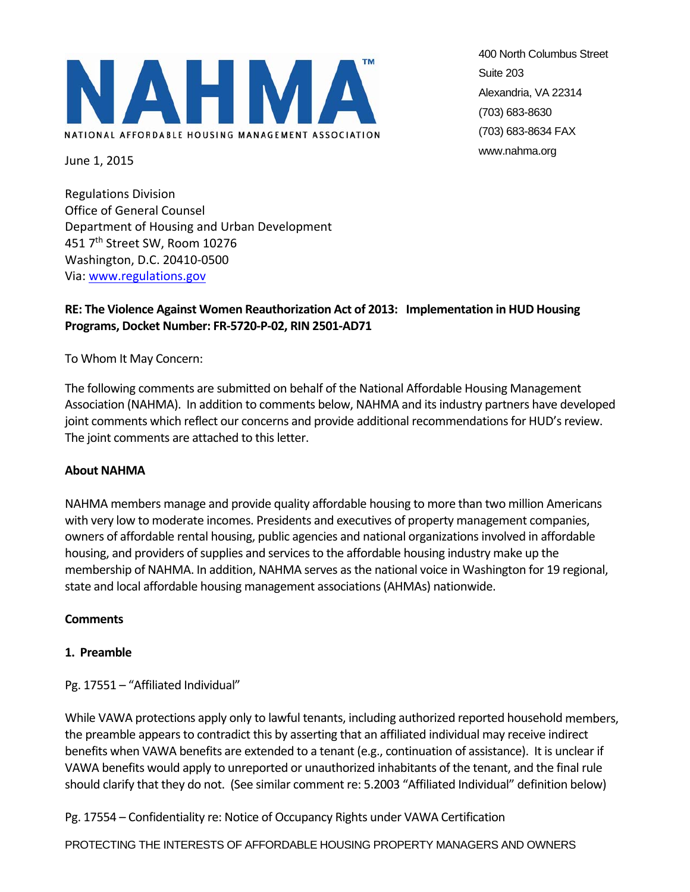NAHMA™

NATIONAL AFFORDABLE HOUSING MANAGEMENT ASSOCIATION

400 North Columbus Street
Suite 203
Alexandria, VA 22314
(703) 683-8630
(703) 683-8634 FAX
www.nahma.org

June 1, 2015

Regulations Division
Office of General Counsel
Department of Housing and Urban Development
451 7th Street SW, Room 10276
Washington, D.C. 20410-0500
Via: www.regulations.gov

**RE: The Violence Against Women Reauthorization Act of 2013: Implementation in HUD Housing Programs, Docket Number: FR-5720-P-02, RIN 2501-AD71**

To Whom It May Concern:

The following comments are submitted on behalf of the National Affordable Housing Management Association (NAHMA). In addition to comments below, NAHMA and its industry partners have developed joint comments which reflect our concerns and provide additional recommendations for HUD's review. The joint comments are attached to this letter.

**About NAHMA**

NAHMA members manage and provide quality affordable housing to more than two million Americans with very low to moderate incomes. Presidents and executives of property management companies, owners of affordable rental housing, public agencies and national organizations involved in affordable housing, and providers of supplies and services to the affordable housing industry make up the membership of NAHMA. In addition, NAHMA serves as the national voice in Washington for 19 regional, state and local affordable housing management associations (AHMAs) nationwide.

**Comments**

**1. Preamble**

Pg. 17551 – "Affiliated Individual"

While VAWA protections apply only to lawful tenants, including authorized reported household members, the preamble appears to contradict this by asserting that an affiliated individual may receive indirect benefits when VAWA benefits are extended to a tenant (e.g., continuation of assistance). It is unclear if VAWA benefits would apply to unreported or unauthorized inhabitants of the tenant, and the final rule should clarify that they do not. (See similar comment re: 5.2003 "Affiliated Individual" definition below)

Pg. 17554 – Confidentiality re: Notice of Occupancy Rights under VAWA Certification

PROTECTING THE INTERESTS OF AFFORDABLE HOUSING PROPERTY MANAGERS AND OWNERS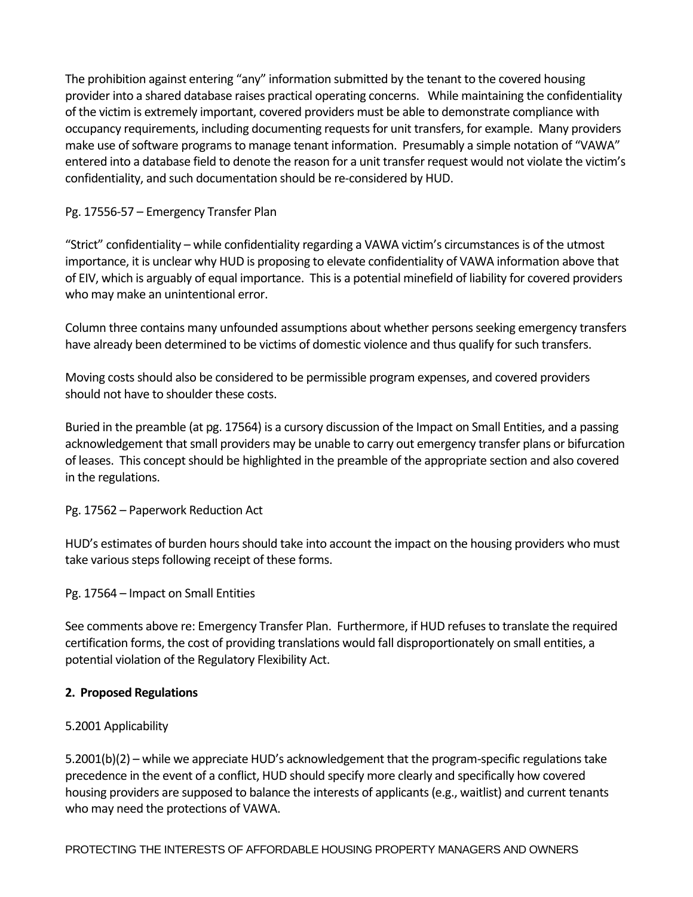The prohibition against entering "any" information submitted by the tenant to the covered housing provider into a shared database raises practical operating concerns. While maintaining the confidentiality of the victim is extremely important, covered providers must be able to demonstrate compliance with occupancy requirements, including documenting requests for unit transfers, for example. Many providers make use of software programs to manage tenant information. Presumably a simple notation of "VAWA" entered into a database field to denote the reason for a unit transfer request would not violate the victim's confidentiality, and such documentation should be re-considered by HUD.

Pg. 17556-57 – Emergency Transfer Plan

"Strict" confidentiality – while confidentiality regarding a VAWA victim's circumstances is of the utmost importance, it is unclear why HUD is proposing to elevate confidentiality of VAWA information above that of EIV, which is arguably of equal importance. This is a potential minefield of liability for covered providers who may make an unintentional error.

Column three contains many unfounded assumptions about whether persons seeking emergency transfers have already been determined to be victims of domestic violence and thus qualify for such transfers.

Moving costs should also be considered to be permissible program expenses, and covered providers should not have to shoulder these costs.

Buried in the preamble (at pg. 17564) is a cursory discussion of the Impact on Small Entities, and a passing acknowledgement that small providers may be unable to carry out emergency transfer plans or bifurcation of leases. This concept should be highlighted in the preamble of the appropriate section and also covered in the regulations.

Pg. 17562 – Paperwork Reduction Act

HUD's estimates of burden hours should take into account the impact on the housing providers who must take various steps following receipt of these forms.

Pg. 17564 – Impact on Small Entities

See comments above re: Emergency Transfer Plan. Furthermore, if HUD refuses to translate the required certification forms, the cost of providing translations would fall disproportionately on small entities, a potential violation of the Regulatory Flexibility Act.

**2. Proposed Regulations**

5.2001 Applicability

5.2001(b)(2) – while we appreciate HUD's acknowledgement that the program-specific regulations take precedence in the event of a conflict, HUD should specify more clearly and specifically how covered housing providers are supposed to balance the interests of applicants (e.g., waitlist) and current tenants who may need the protections of VAWA.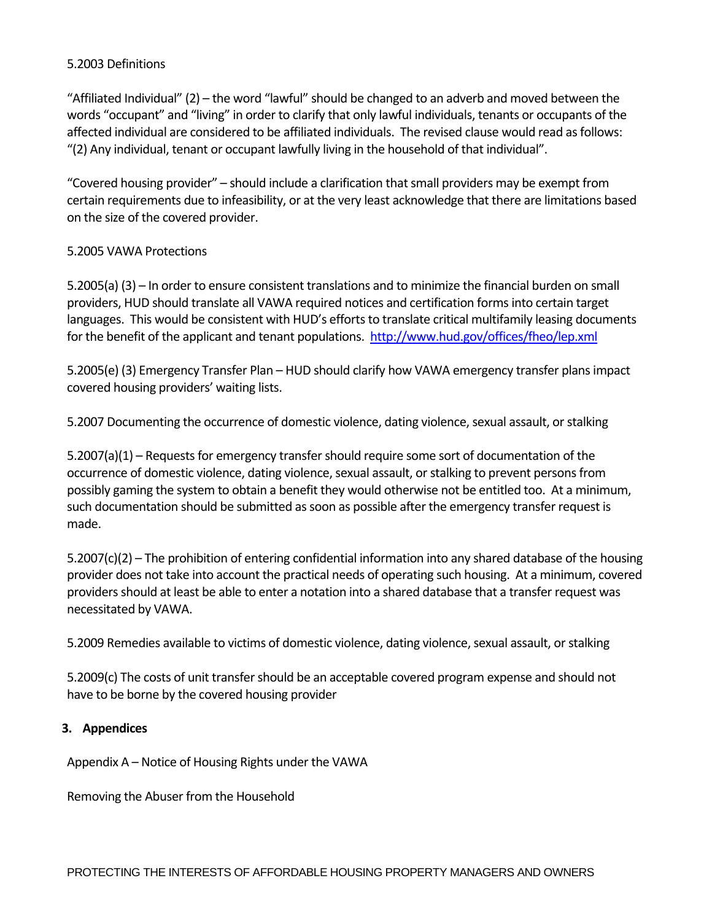5.2003 Definitions

“Affiliated Individual” (2) – the word “lawful” should be changed to an adverb and moved between the words “occupant” and “living” in order to clarify that only lawful individuals, tenants or occupants of the affected individual are considered to be affiliated individuals. The revised clause would read as follows: “(2) Any individual, tenant or occupant lawfully living in the household of that individual”.

“Covered housing provider” – should include a clarification that small providers may be exempt from certain requirements due to infeasibility, or at the very least acknowledge that there are limitations based on the size of the covered provider.

5.2005 VAWA Protections

5.2005(a) (3) – In order to ensure consistent translations and to minimize the financial burden on small providers, HUD should translate all VAWA required notices and certification forms into certain target languages. This would be consistent with HUD’s efforts to translate critical multifamily leasing documents for the benefit of the applicant and tenant populations. http://www.hud.gov/offices/fheo/lep.xml

5.2005(e) (3) Emergency Transfer Plan – HUD should clarify how VAWA emergency transfer plans impact covered housing providers’ waiting lists.

5.2007 Documenting the occurrence of domestic violence, dating violence, sexual assault, or stalking

5.2007(a)(1) – Requests for emergency transfer should require some sort of documentation of the occurrence of domestic violence, dating violence, sexual assault, or stalking to prevent persons from possibly gaming the system to obtain a benefit they would otherwise not be entitled too. At a minimum, such documentation should be submitted as soon as possible after the emergency transfer request is made.

5.2007(c)(2) – The prohibition of entering confidential information into any shared database of the housing provider does not take into account the practical needs of operating such housing. At a minimum, covered providers should at least be able to enter a notation into a shared database that a transfer request was necessitated by VAWA.

5.2009 Remedies available to victims of domestic violence, dating violence, sexual assault, or stalking

5.2009(c) The costs of unit transfer should be an acceptable covered program expense and should not have to be borne by the covered housing provider

**3. Appendices**

Appendix A – Notice of Housing Rights under the VAWA

Removing the Abuser from the Household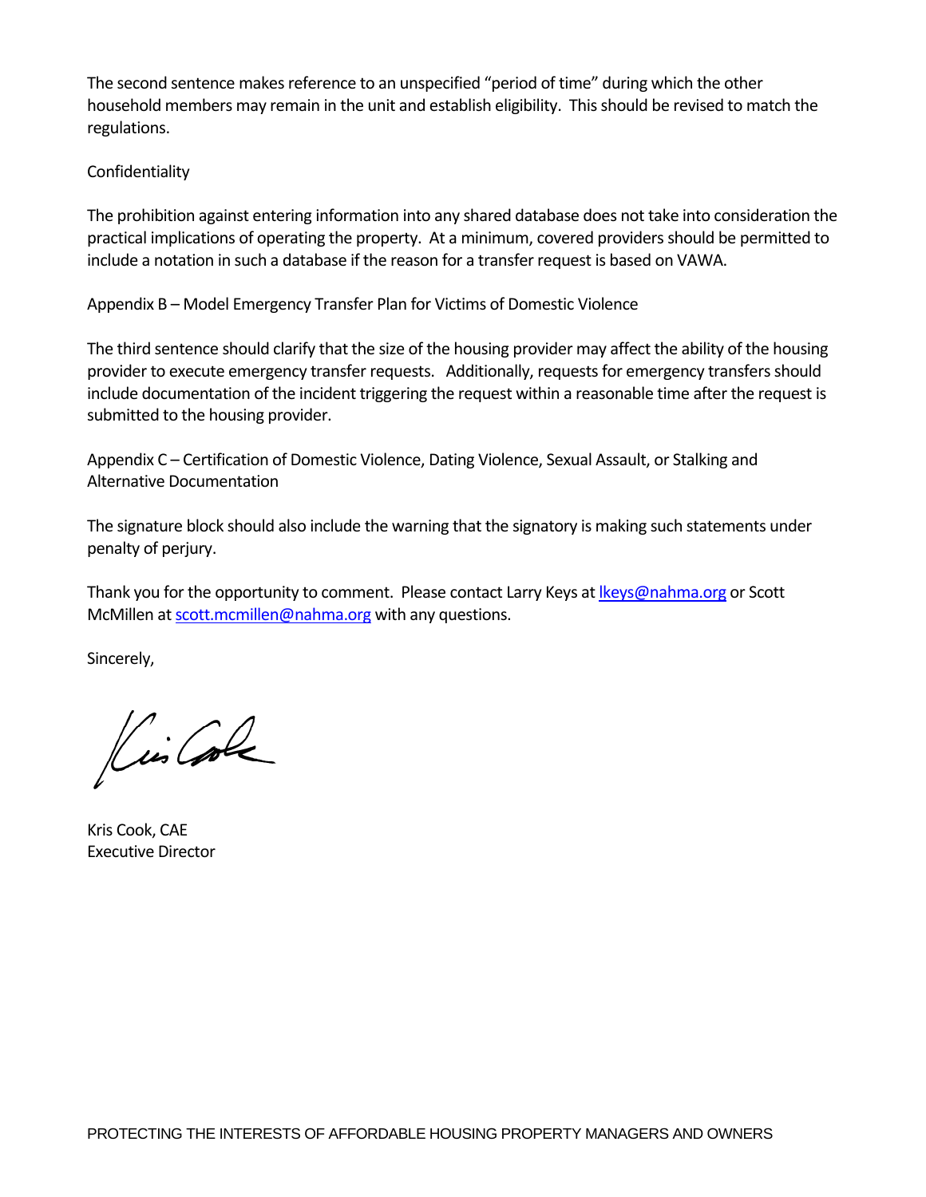The second sentence makes reference to an unspecified "period of time" during which the other household members may remain in the unit and establish eligibility. This should be revised to match the regulations.

Confidentiality

The prohibition against entering information into any shared database does not take into consideration the practical implications of operating the property. At a minimum, covered providers should be permitted to include a notation in such a database if the reason for a transfer request is based on VAWA.

Appendix B – Model Emergency Transfer Plan for Victims of Domestic Violence

The third sentence should clarify that the size of the housing provider may affect the ability of the housing provider to execute emergency transfer requests. Additionally, requests for emergency transfers should include documentation of the incident triggering the request within a reasonable time after the request is submitted to the housing provider.

Appendix C – Certification of Domestic Violence, Dating Violence, Sexual Assault, or Stalking and Alternative Documentation

The signature block should also include the warning that the signatory is making such statements under penalty of perjury.

Thank you for the opportunity to comment. Please contact Larry Keys at lkeys@nahma.org or Scott McMillen at scott.mcmillen@nahma.org with any questions.

Sincerely,

Kris Cook, CAE
Executive Director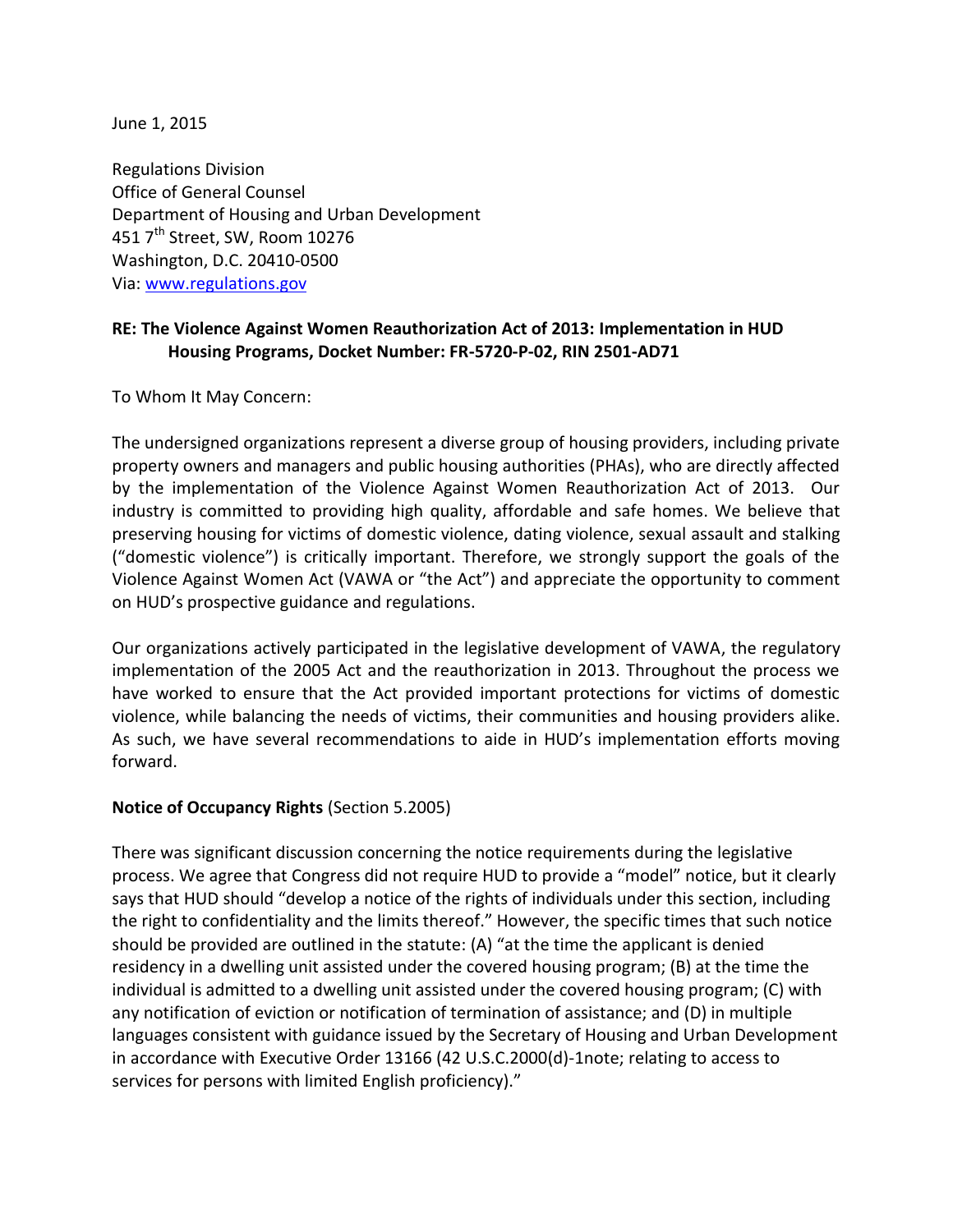June 1, 2015

Regulations Division
Office of General Counsel
Department of Housing and Urban Development
451 7th Street, SW, Room 10276
Washington, D.C. 20410-0500
Via: www.regulations.gov

**RE: The Violence Against Women Reauthorization Act of 2013: Implementation in HUD Housing Programs, Docket Number: FR-5720-P-02, RIN 2501-AD71**

To Whom It May Concern:

The undersigned organizations represent a diverse group of housing providers, including private property owners and managers and public housing authorities (PHAs), who are directly affected by the implementation of the Violence Against Women Reauthorization Act of 2013. Our industry is committed to providing high quality, affordable and safe homes. We believe that preserving housing for victims of domestic violence, dating violence, sexual assault and stalking ("domestic violence") is critically important. Therefore, we strongly support the goals of the Violence Against Women Act (VAWA or "the Act") and appreciate the opportunity to comment on HUD's prospective guidance and regulations.

Our organizations actively participated in the legislative development of VAWA, the regulatory implementation of the 2005 Act and the reauthorization in 2013. Throughout the process we have worked to ensure that the Act provided important protections for victims of domestic violence, while balancing the needs of victims, their communities and housing providers alike. As such, we have several recommendations to aide in HUD's implementation efforts moving forward.

**Notice of Occupancy Rights** (Section 5.2005)

There was significant discussion concerning the notice requirements during the legislative process. We agree that Congress did not require HUD to provide a "model" notice, but it clearly says that HUD should "develop a notice of the rights of individuals under this section, including the right to confidentiality and the limits thereof." However, the specific times that such notice should be provided are outlined in the statute: (A) "at the time the applicant is denied residency in a dwelling unit assisted under the covered housing program; (B) at the time the individual is admitted to a dwelling unit assisted under the covered housing program; (C) with any notification of eviction or notification of termination of assistance; and (D) in multiple languages consistent with guidance issued by the Secretary of Housing and Urban Development in accordance with Executive Order 13166 (42 U.S.C.2000(d)-1note; relating to access to services for persons with limited English proficiency)."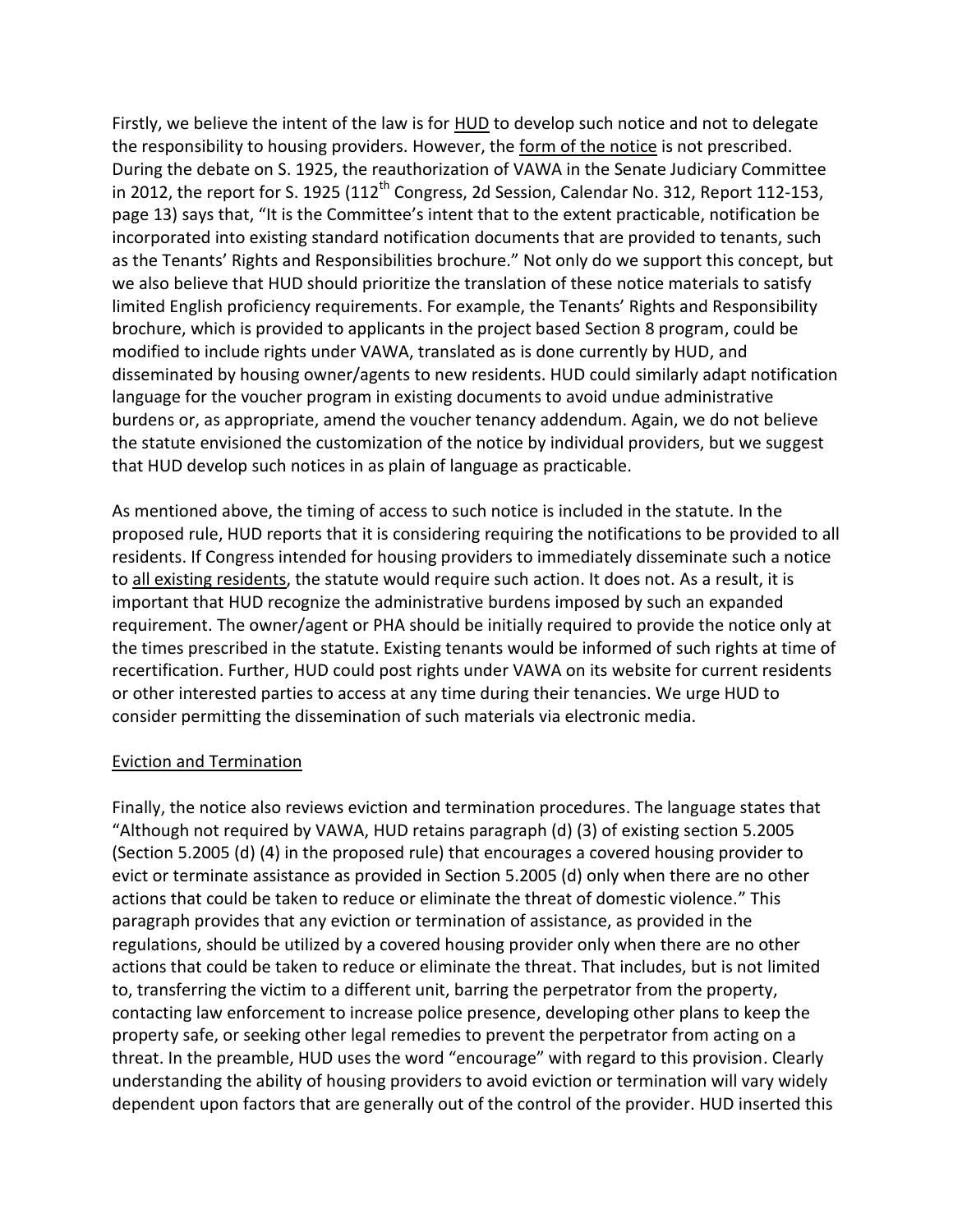Firstly, we believe the intent of the law is for HUD to develop such notice and not to delegate the responsibility to housing providers. However, the form of the notice is not prescribed. During the debate on S. 1925, the reauthorization of VAWA in the Senate Judiciary Committee in 2012, the report for S. 1925 (112th Congress, 2d Session, Calendar No. 312, Report 112-153, page 13) says that, "It is the Committee's intent that to the extent practicable, notification be incorporated into existing standard notification documents that are provided to tenants, such as the Tenants' Rights and Responsibilities brochure." Not only do we support this concept, but we also believe that HUD should prioritize the translation of these notice materials to satisfy limited English proficiency requirements. For example, the Tenants' Rights and Responsibility brochure, which is provided to applicants in the project based Section 8 program, could be modified to include rights under VAWA, translated as is done currently by HUD, and disseminated by housing owner/agents to new residents. HUD could similarly adapt notification language for the voucher program in existing documents to avoid undue administrative burdens or, as appropriate, amend the voucher tenancy addendum. Again, we do not believe the statute envisioned the customization of the notice by individual providers, but we suggest that HUD develop such notices in as plain of language as practicable.

As mentioned above, the timing of access to such notice is included in the statute. In the proposed rule, HUD reports that it is considering requiring the notifications to be provided to all residents. If Congress intended for housing providers to immediately disseminate such a notice to all existing residents, the statute would require such action. It does not. As a result, it is important that HUD recognize the administrative burdens imposed by such an expanded requirement. The owner/agent or PHA should be initially required to provide the notice only at the times prescribed in the statute. Existing tenants would be informed of such rights at time of recertification. Further, HUD could post rights under VAWA on its website for current residents or other interested parties to access at any time during their tenancies. We urge HUD to consider permitting the dissemination of such materials via electronic media.

## Eviction and Termination

Finally, the notice also reviews eviction and termination procedures. The language states that "Although not required by VAWA, HUD retains paragraph (d) (3) of existing section 5.2005 (Section 5.2005 (d) (4) in the proposed rule) that encourages a covered housing provider to evict or terminate assistance as provided in Section 5.2005 (d) only when there are no other actions that could be taken to reduce or eliminate the threat of domestic violence." This paragraph provides that any eviction or termination of assistance, as provided in the regulations, should be utilized by a covered housing provider only when there are no other actions that could be taken to reduce or eliminate the threat. That includes, but is not limited to, transferring the victim to a different unit, barring the perpetrator from the property, contacting law enforcement to increase police presence, developing other plans to keep the property safe, or seeking other legal remedies to prevent the perpetrator from acting on a threat. In the preamble, HUD uses the word "encourage" with regard to this provision. Clearly understanding the ability of housing providers to avoid eviction or termination will vary widely dependent upon factors that are generally out of the control of the provider. HUD inserted this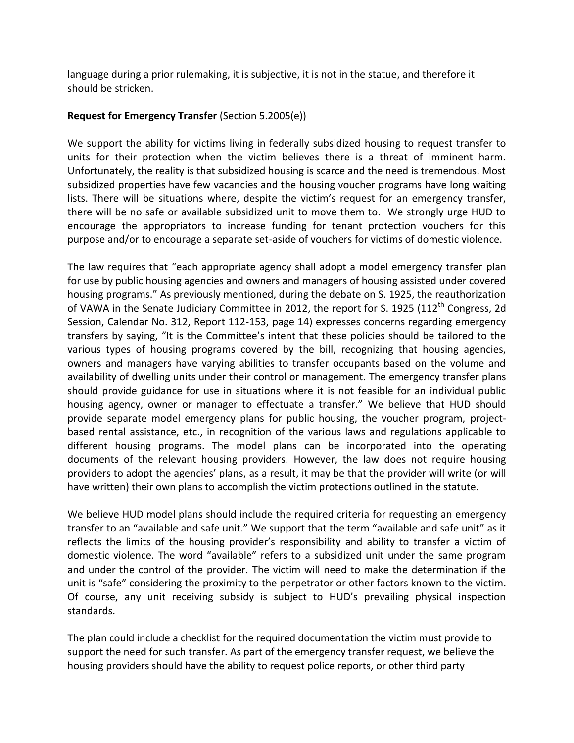language during a prior rulemaking, it is subjective, it is not in the statue, and therefore it should be stricken.

**Request for Emergency Transfer** (Section 5.2005(e))

We support the ability for victims living in federally subsidized housing to request transfer to units for their protection when the victim believes there is a threat of imminent harm. Unfortunately, the reality is that subsidized housing is scarce and the need is tremendous. Most subsidized properties have few vacancies and the housing voucher programs have long waiting lists. There will be situations where, despite the victim's request for an emergency transfer, there will be no safe or available subsidized unit to move them to. We strongly urge HUD to encourage the appropriators to increase funding for tenant protection vouchers for this purpose and/or to encourage a separate set-aside of vouchers for victims of domestic violence.

The law requires that "each appropriate agency shall adopt a model emergency transfer plan for use by public housing agencies and owners and managers of housing assisted under covered housing programs." As previously mentioned, during the debate on S. 1925, the reauthorization of VAWA in the Senate Judiciary Committee in 2012, the report for S. 1925 (112th Congress, 2d Session, Calendar No. 312, Report 112-153, page 14) expresses concerns regarding emergency transfers by saying, "It is the Committee's intent that these policies should be tailored to the various types of housing programs covered by the bill, recognizing that housing agencies, owners and managers have varying abilities to transfer occupants based on the volume and availability of dwelling units under their control or management. The emergency transfer plans should provide guidance for use in situations where it is not feasible for an individual public housing agency, owner or manager to effectuate a transfer." We believe that HUD should provide separate model emergency plans for public housing, the voucher program, project-based rental assistance, etc., in recognition of the various laws and regulations applicable to different housing programs. The model plans <u>can</u> be incorporated into the operating documents of the relevant housing providers. However, the law does not require housing providers to adopt the agencies' plans, as a result, it may be that the provider will write (or will have written) their own plans to accomplish the victim protections outlined in the statute.

We believe HUD model plans should include the required criteria for requesting an emergency transfer to an "available and safe unit." We support that the term "available and safe unit" as it reflects the limits of the housing provider's responsibility and ability to transfer a victim of domestic violence. The word "available" refers to a subsidized unit under the same program and under the control of the provider. The victim will need to make the determination if the unit is "safe" considering the proximity to the perpetrator or other factors known to the victim. Of course, any unit receiving subsidy is subject to HUD's prevailing physical inspection standards.

The plan could include a checklist for the required documentation the victim must provide to support the need for such transfer. As part of the emergency transfer request, we believe the housing providers should have the ability to request police reports, or other third party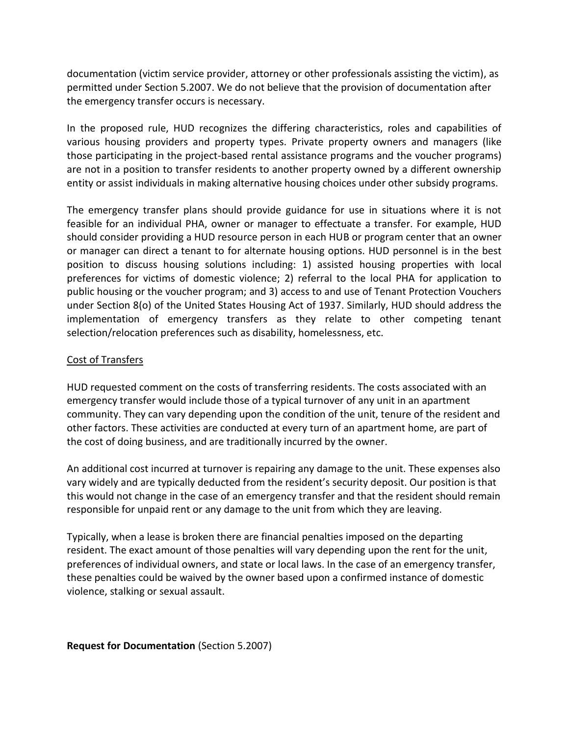documentation (victim service provider, attorney or other professionals assisting the victim), as permitted under Section 5.2007. We do not believe that the provision of documentation after the emergency transfer occurs is necessary.

In the proposed rule, HUD recognizes the differing characteristics, roles and capabilities of various housing providers and property types. Private property owners and managers (like those participating in the project-based rental assistance programs and the voucher programs) are not in a position to transfer residents to another property owned by a different ownership entity or assist individuals in making alternative housing choices under other subsidy programs.

The emergency transfer plans should provide guidance for use in situations where it is not feasible for an individual PHA, owner or manager to effectuate a transfer. For example, HUD should consider providing a HUD resource person in each HUB or program center that an owner or manager can direct a tenant to for alternate housing options. HUD personnel is in the best position to discuss housing solutions including: 1) assisted housing properties with local preferences for victims of domestic violence; 2) referral to the local PHA for application to public housing or the voucher program; and 3) access to and use of Tenant Protection Vouchers under Section 8(o) of the United States Housing Act of 1937. Similarly, HUD should address the implementation of emergency transfers as they relate to other competing tenant selection/relocation preferences such as disability, homelessness, etc.

<u>Cost of Transfers</u>

HUD requested comment on the costs of transferring residents. The costs associated with an emergency transfer would include those of a typical turnover of any unit in an apartment community. They can vary depending upon the condition of the unit, tenure of the resident and other factors. These activities are conducted at every turn of an apartment home, are part of the cost of doing business, and are traditionally incurred by the owner.

An additional cost incurred at turnover is repairing any damage to the unit. These expenses also vary widely and are typically deducted from the resident's security deposit. Our position is that this would not change in the case of an emergency transfer and that the resident should remain responsible for unpaid rent or any damage to the unit from which they are leaving.

Typically, when a lease is broken there are financial penalties imposed on the departing resident. The exact amount of those penalties will vary depending upon the rent for the unit, preferences of individual owners, and state or local laws. In the case of an emergency transfer, these penalties could be waived by the owner based upon a confirmed instance of domestic violence, stalking or sexual assault.

**Request for Documentation** (Section 5.2007)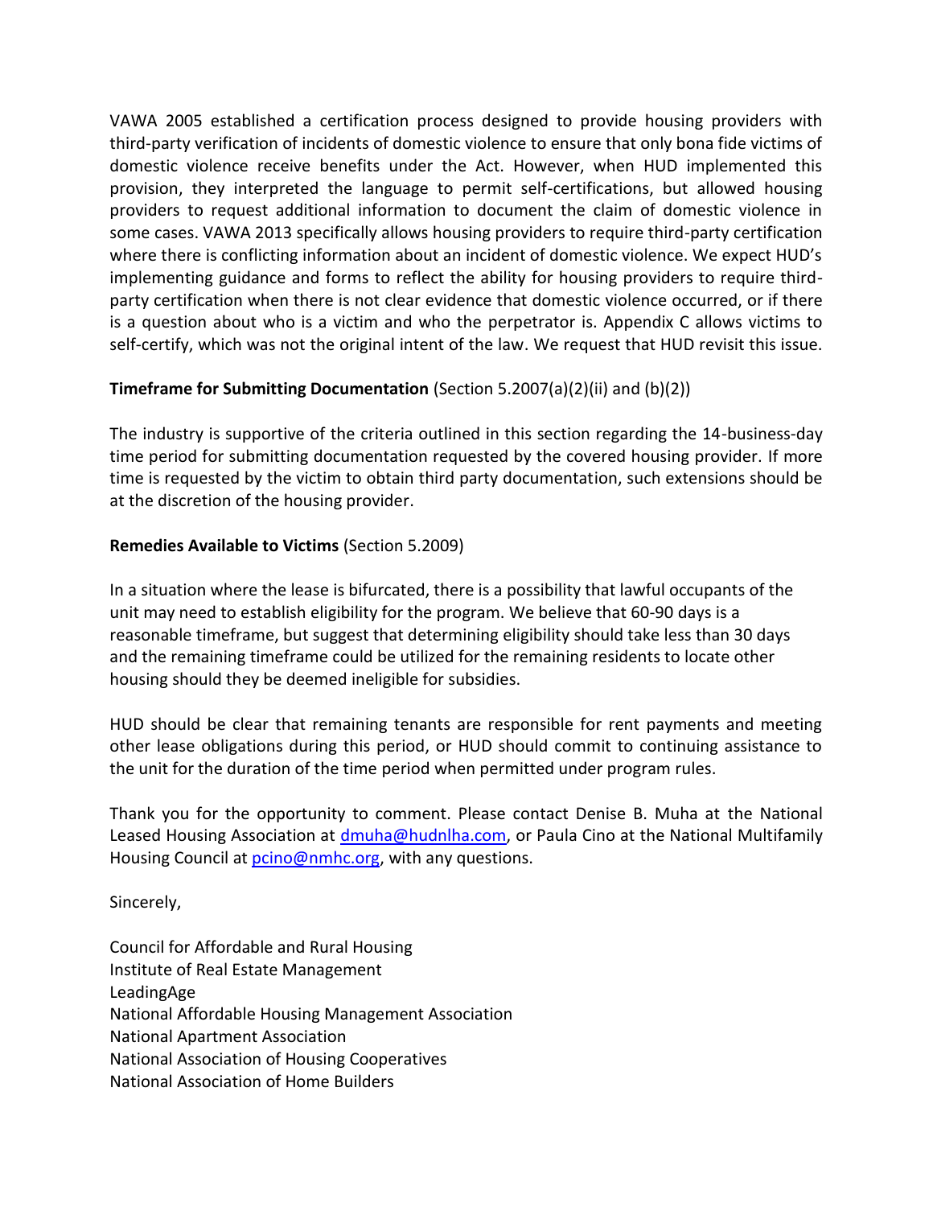VAWA 2005 established a certification process designed to provide housing providers with third-party verification of incidents of domestic violence to ensure that only bona fide victims of domestic violence receive benefits under the Act. However, when HUD implemented this provision, they interpreted the language to permit self-certifications, but allowed housing providers to request additional information to document the claim of domestic violence in some cases. VAWA 2013 specifically allows housing providers to require third-party certification where there is conflicting information about an incident of domestic violence. We expect HUD's implementing guidance and forms to reflect the ability for housing providers to require third-party certification when there is not clear evidence that domestic violence occurred, or if there is a question about who is a victim and who the perpetrator is. Appendix C allows victims to self-certify, which was not the original intent of the law. We request that HUD revisit this issue.

**Timeframe for Submitting Documentation** (Section 5.2007(a)(2)(ii) and (b)(2))

The industry is supportive of the criteria outlined in this section regarding the 14-business-day time period for submitting documentation requested by the covered housing provider. If more time is requested by the victim to obtain third party documentation, such extensions should be at the discretion of the housing provider.

**Remedies Available to Victims** (Section 5.2009)

In a situation where the lease is bifurcated, there is a possibility that lawful occupants of the unit may need to establish eligibility for the program. We believe that 60-90 days is a reasonable timeframe, but suggest that determining eligibility should take less than 30 days and the remaining timeframe could be utilized for the remaining residents to locate other housing should they be deemed ineligible for subsidies.

HUD should be clear that remaining tenants are responsible for rent payments and meeting other lease obligations during this period, or HUD should commit to continuing assistance to the unit for the duration of the time period when permitted under program rules.

Thank you for the opportunity to comment. Please contact Denise B. Muha at the National Leased Housing Association at dmuha@hudnlha.com, or Paula Cino at the National Multifamily Housing Council at pcino@nmhc.org, with any questions.

Sincerely,

Council for Affordable and Rural Housing
Institute of Real Estate Management
LeadingAge
National Affordable Housing Management Association
National Apartment Association
National Association of Housing Cooperatives
National Association of Home Builders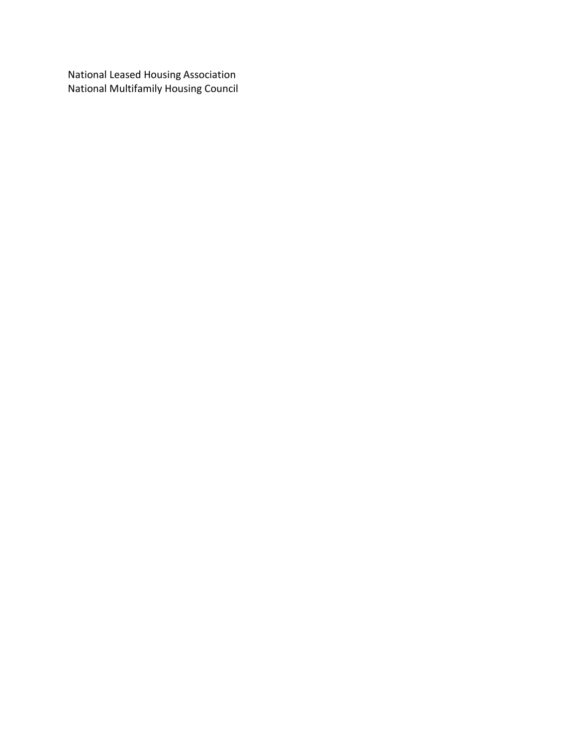National Leased Housing Association
National Multifamily Housing Council